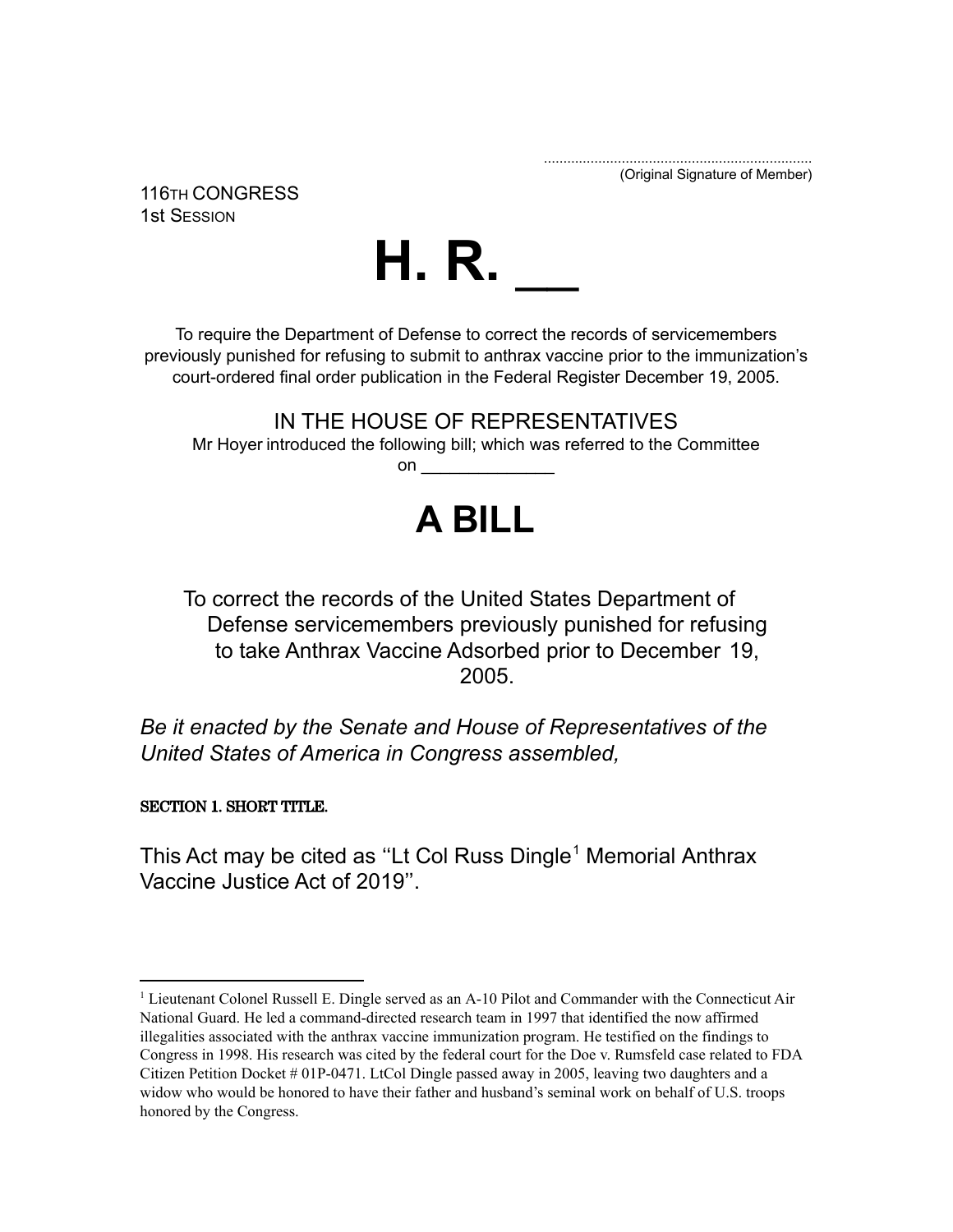....................................................................
(Original Signature of Member)

116TH CONGRESS
1st SESSION

# H. R. __

To require the Department of Defense to correct the records of servicemembers previously punished for refusing to submit to anthrax vaccine prior to the immunization's court-ordered final order publication in the Federal Register December 19, 2005.

IN THE HOUSE OF REPRESENTATIVES

Mr Hoyer introduced the following bill; which was referred to the Committee on ______________

# A BILL

To correct the records of the United States Department of Defense servicemembers previously punished for refusing to take Anthrax Vaccine Adsorbed prior to December 19, 2005.

*Be it enacted by the Senate and House of Representatives of the United States of America in Congress assembled,*

**SECTION 1. SHORT TITLE.**

This Act may be cited as ''Lt Col Russ Dingle[1] Memorial Anthrax Vaccine Justice Act of 2019''.

---

[1] Lieutenant Colonel Russell E. Dingle served as an A-10 Pilot and Commander with the Connecticut Air National Guard. He led a command-directed research team in 1997 that identified the now affirmed illegalities associated with the anthrax vaccine immunization program. He testified on the findings to Congress in 1998. His research was cited by the federal court for the Doe v. Rumsfeld case related to FDA Citizen Petition Docket # 01P-0471. LtCol Dingle passed away in 2005, leaving two daughters and a widow who would be honored to have their father and husband's seminal work on behalf of U.S. troops honored by the Congress.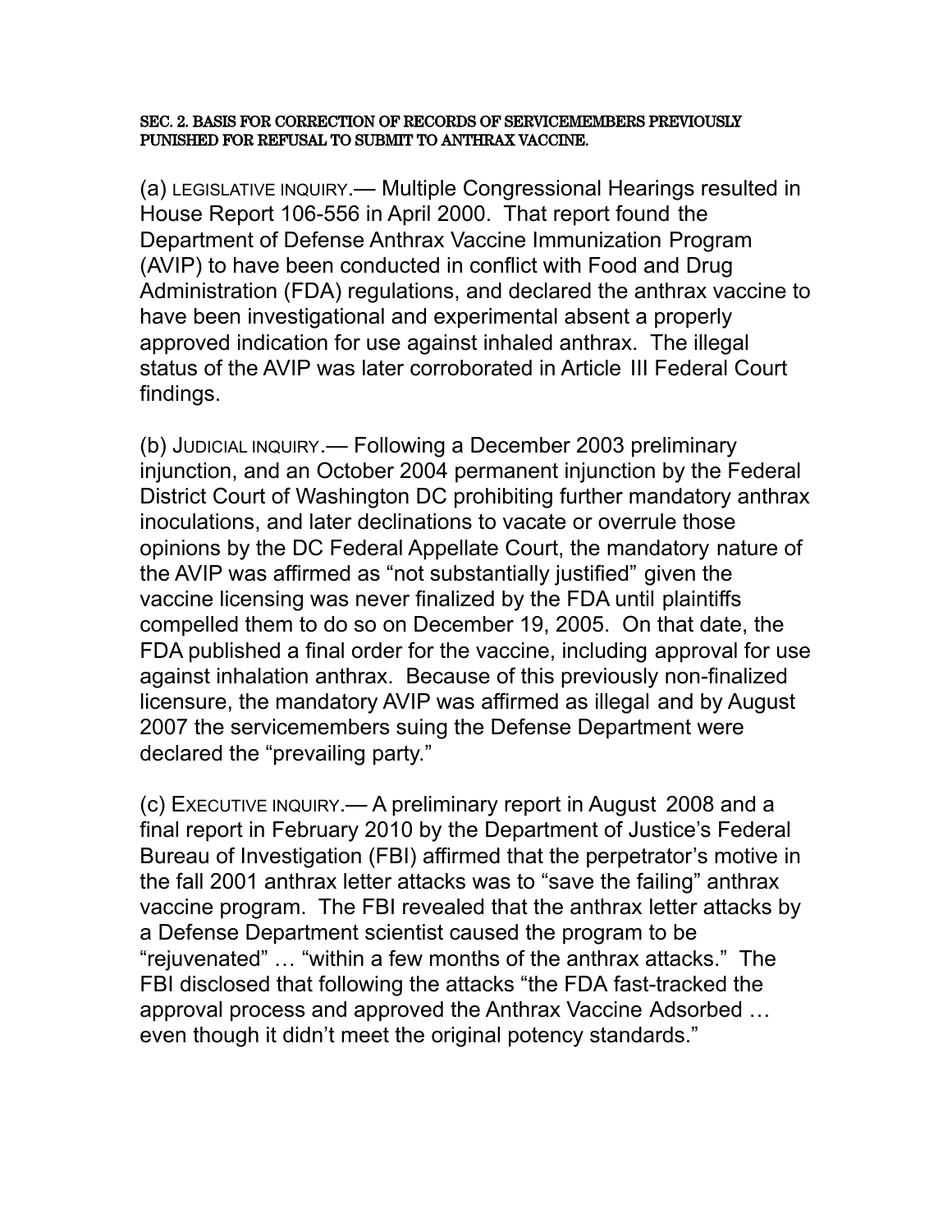**SEC. 2. BASIS FOR CORRECTION OF RECORDS OF SERVICEMEMBERS PREVIOUSLY PUNISHED FOR REFUSAL TO SUBMIT TO ANTHRAX VACCINE.**

(a) LEGISLATIVE INQUIRY.— Multiple Congressional Hearings resulted in House Report 106-556 in April 2000. That report found the Department of Defense Anthrax Vaccine Immunization Program (AVIP) to have been conducted in conflict with Food and Drug Administration (FDA) regulations, and declared the anthrax vaccine to have been investigational and experimental absent a properly approved indication for use against inhaled anthrax. The illegal status of the AVIP was later corroborated in Article III Federal Court findings.

(b) JUDICIAL INQUIRY.— Following a December 2003 preliminary injunction, and an October 2004 permanent injunction by the Federal District Court of Washington DC prohibiting further mandatory anthrax inoculations, and later declinations to vacate or overrule those opinions by the DC Federal Appellate Court, the mandatory nature of the AVIP was affirmed as "not substantially justified" given the vaccine licensing was never finalized by the FDA until plaintiffs compelled them to do so on December 19, 2005. On that date, the FDA published a final order for the vaccine, including approval for use against inhalation anthrax. Because of this previously non-finalized licensure, the mandatory AVIP was affirmed as illegal and by August 2007 the servicemembers suing the Defense Department were declared the "prevailing party."

(c) EXECUTIVE INQUIRY.— A preliminary report in August 2008 and a final report in February 2010 by the Department of Justice's Federal Bureau of Investigation (FBI) affirmed that the perpetrator's motive in the fall 2001 anthrax letter attacks was to "save the failing" anthrax vaccine program. The FBI revealed that the anthrax letter attacks by a Defense Department scientist caused the program to be "rejuvenated" … "within a few months of the anthrax attacks." The FBI disclosed that following the attacks "the FDA fast-tracked the approval process and approved the Anthrax Vaccine Adsorbed … even though it didn't meet the original potency standards."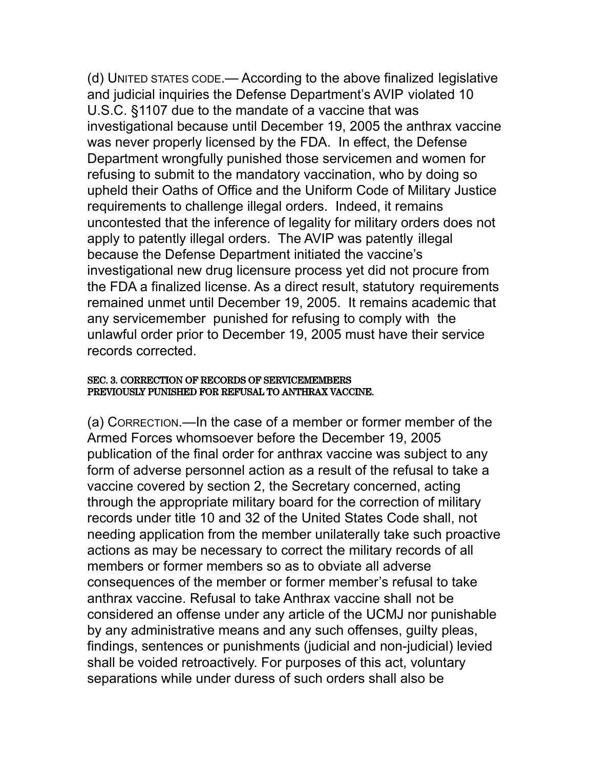(d) UNITED STATES CODE.— According to the above finalized legislative and judicial inquiries the Defense Department's AVIP violated 10 U.S.C. §1107 due to the mandate of a vaccine that was investigational because until December 19, 2005 the anthrax vaccine was never properly licensed by the FDA. In effect, the Defense Department wrongfully punished those servicemen and women for refusing to submit to the mandatory vaccination, who by doing so upheld their Oaths of Office and the Uniform Code of Military Justice requirements to challenge illegal orders. Indeed, it remains uncontested that the inference of legality for military orders does not apply to patently illegal orders. The AVIP was patently illegal because the Defense Department initiated the vaccine's investigational new drug licensure process yet did not procure from the FDA a finalized license. As a direct result, statutory requirements remained unmet until December 19, 2005. It remains academic that any servicemember punished for refusing to comply with the unlawful order prior to December 19, 2005 must have their service records corrected.

**SEC. 3. CORRECTION OF RECORDS OF SERVICEMEMBERS PREVIOUSLY PUNISHED FOR REFUSAL TO ANTHRAX VACCINE.**

(a) CORRECTION.—In the case of a member or former member of the Armed Forces whomsoever before the December 19, 2005 publication of the final order for anthrax vaccine was subject to any form of adverse personnel action as a result of the refusal to take a vaccine covered by section 2, the Secretary concerned, acting through the appropriate military board for the correction of military records under title 10 and 32 of the United States Code shall, not needing application from the member unilaterally take such proactive actions as may be necessary to correct the military records of all members or former members so as to obviate all adverse consequences of the member or former member's refusal to take anthrax vaccine. Refusal to take Anthrax vaccine shall not be considered an offense under any article of the UCMJ nor punishable by any administrative means and any such offenses, guilty pleas, findings, sentences or punishments (judicial and non-judicial) levied shall be voided retroactively. For purposes of this act, voluntary separations while under duress of such orders shall also be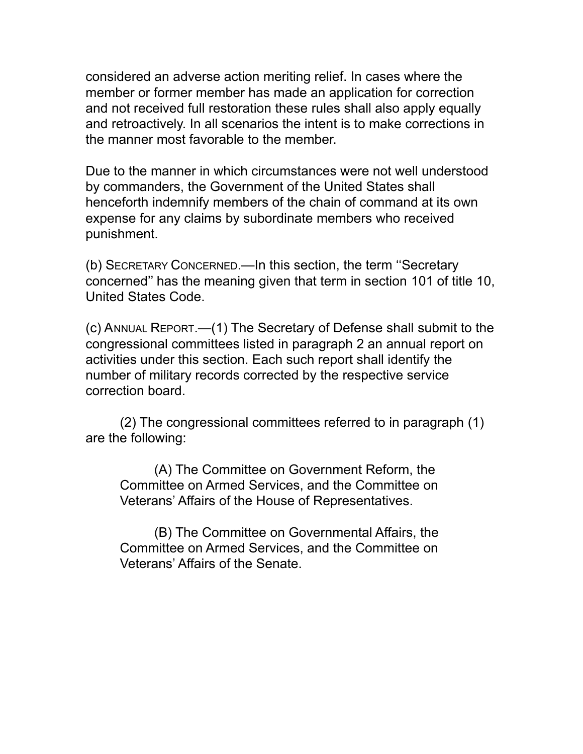considered an adverse action meriting relief. In cases where the member or former member has made an application for correction and not received full restoration these rules shall also apply equally and retroactively. In all scenarios the intent is to make corrections in the manner most favorable to the member.

Due to the manner in which circumstances were not well understood by commanders, the Government of the United States shall henceforth indemnify members of the chain of command at its own expense for any claims by subordinate members who received punishment.

(b) SECRETARY CONCERNED.—In this section, the term ''Secretary concerned'' has the meaning given that term in section 101 of title 10, United States Code.

(c) ANNUAL REPORT.—(1) The Secretary of Defense shall submit to the congressional committees listed in paragraph 2 an annual report on activities under this section. Each such report shall identify the number of military records corrected by the respective service correction board.

(2) The congressional committees referred to in paragraph (1) are the following:

(A) The Committee on Government Reform, the Committee on Armed Services, and the Committee on Veterans' Affairs of the House of Representatives.

(B) The Committee on Governmental Affairs, the Committee on Armed Services, and the Committee on Veterans' Affairs of the Senate.